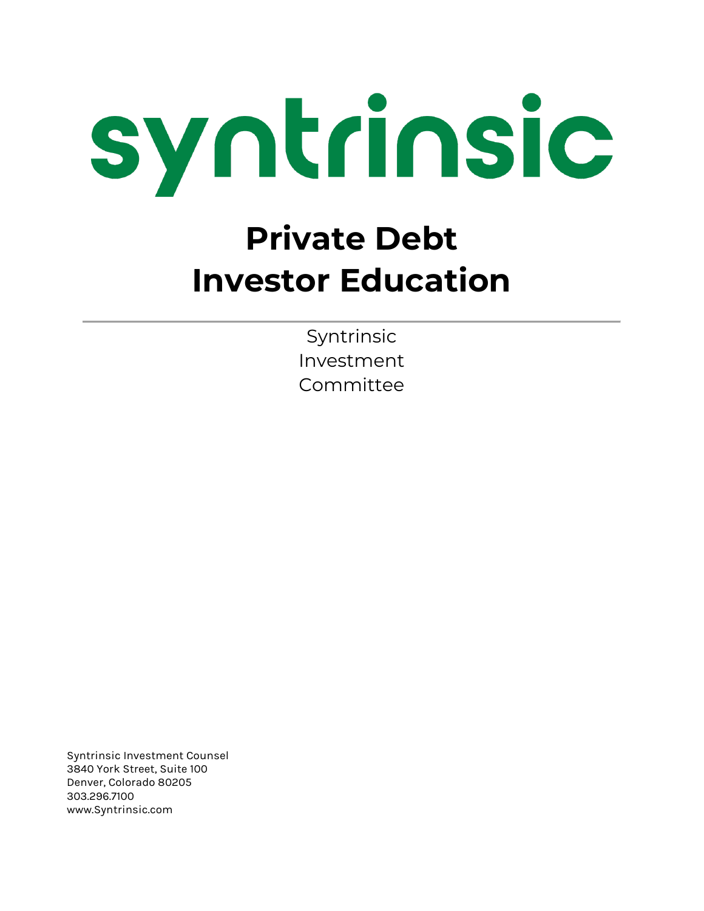syntrinsic

# Private Debt Investor Education

---

Syntrinsic Investment Committee

Syntrinsic Investment Counsel
3840 York Street, Suite 100
Denver, Colorado 80205
303.296.7100
www.Syntrinsic.com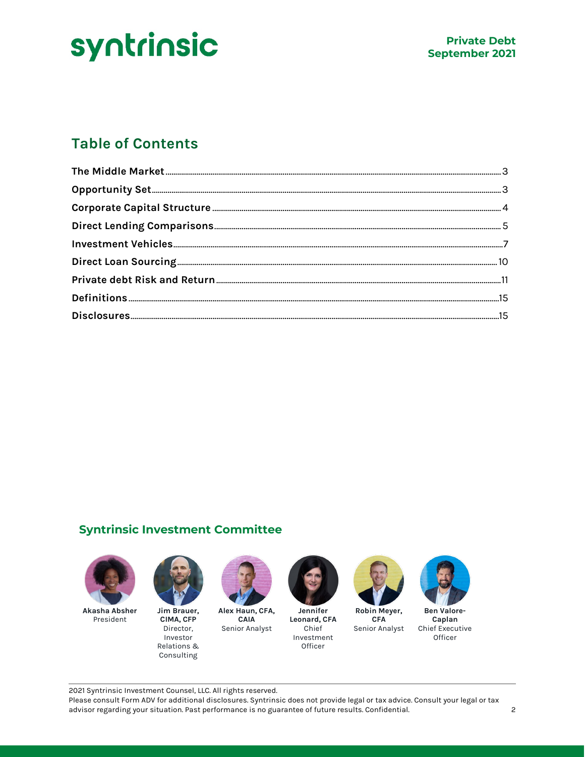## Table of Contents

| Section | Page |
| --- | --- |
| The Middle Market | 3 |
| Opportunity Set | 3 |
| Corporate Capital Structure | 4 |
| Direct Lending Comparisons | 5 |
| Investment Vehicles | 7 |
| Direct Loan Sourcing | 10 |
| Private debt Risk and Return | 11 |
| Definitions | 15 |
| Disclosures | 15 |

## Syntrinsic Investment Committee

- **Akasha Absher** — President
- **Jim Brauer, CIMA, CFP** — Director, Investor Relations & Consulting
- **Alex Haun, CFA, CAIA** — Senior Analyst
- **Jennifer Leonard, CFA** — Chief Investment Officer
- **Robin Meyer, CFA** — Senior Analyst
- **Ben Valore-Caplan** — Chief Executive Officer

2021 Syntrinsic Investment Counsel, LLC. All rights reserved.
Please consult Form ADV for additional disclosures. Syntrinsic does not provide legal or tax advice. Consult your legal or tax advisor regarding your situation. Past performance is no guarantee of future results. Confidential.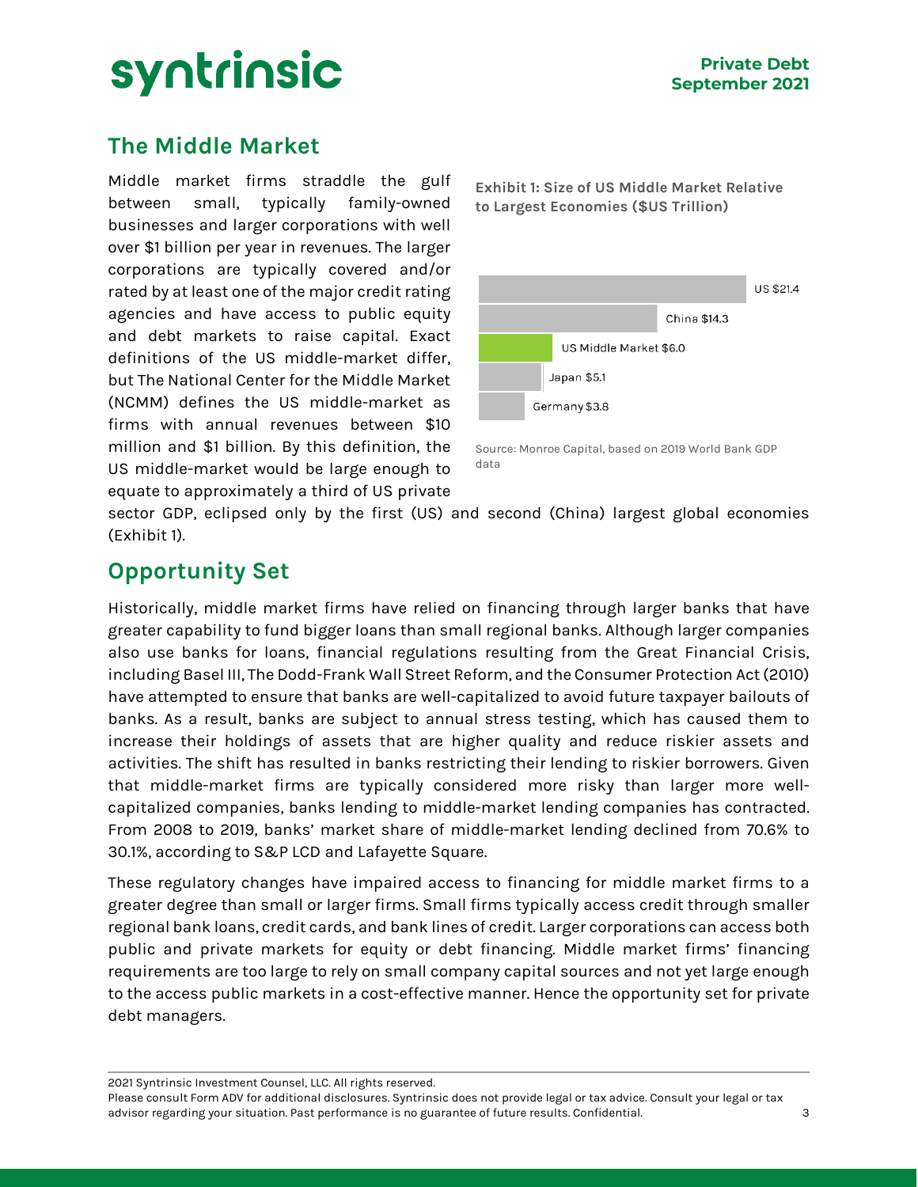## The Middle Market

Middle market firms straddle the gulf between small, typically family-owned businesses and larger corporations with well over $1 billion per year in revenues. The larger corporations are typically covered and/or rated by at least one of the major credit rating agencies and have access to public equity and debt markets to raise capital. Exact definitions of the US middle-market differ, but The National Center for the Middle Market (NCMM) defines the US middle-market as firms with annual revenues between $10 million and $1 billion. By this definition, the US middle-market would be large enough to equate to approximately a third of US private sector GDP, eclipsed only by the first (US) and second (China) largest global economies (Exhibit 1).

**Exhibit 1: Size of US Middle Market Relative to Largest Economies ($US Trillion)**

| Economy | $US Trillion |
|---|---|
| US | $21.4 |
| China | $14.3 |
| US Middle Market | $6.0 |
| Japan | $5.1 |
| Germany | $3.8 |

Source: Monroe Capital, based on 2019 World Bank GDP data

## Opportunity Set

Historically, middle market firms have relied on financing through larger banks that have greater capability to fund bigger loans than small regional banks. Although larger companies also use banks for loans, financial regulations resulting from the Great Financial Crisis, including Basel III, The Dodd-Frank Wall Street Reform, and the Consumer Protection Act (2010) have attempted to ensure that banks are well-capitalized to avoid future taxpayer bailouts of banks. As a result, banks are subject to annual stress testing, which has caused them to increase their holdings of assets that are higher quality and reduce riskier assets and activities. The shift has resulted in banks restricting their lending to riskier borrowers. Given that middle-market firms are typically considered more risky than larger more well-capitalized companies, banks lending to middle-market lending companies has contracted. From 2008 to 2019, banks' market share of middle-market lending declined from 70.6% to 30.1%, according to S&P LCD and Lafayette Square.

These regulatory changes have impaired access to financing for middle market firms to a greater degree than small or larger firms. Small firms typically access credit through smaller regional bank loans, credit cards, and bank lines of credit. Larger corporations can access both public and private markets for equity or debt financing. Middle market firms' financing requirements are too large to rely on small company capital sources and not yet large enough to the access public markets in a cost-effective manner. Hence the opportunity set for private debt managers.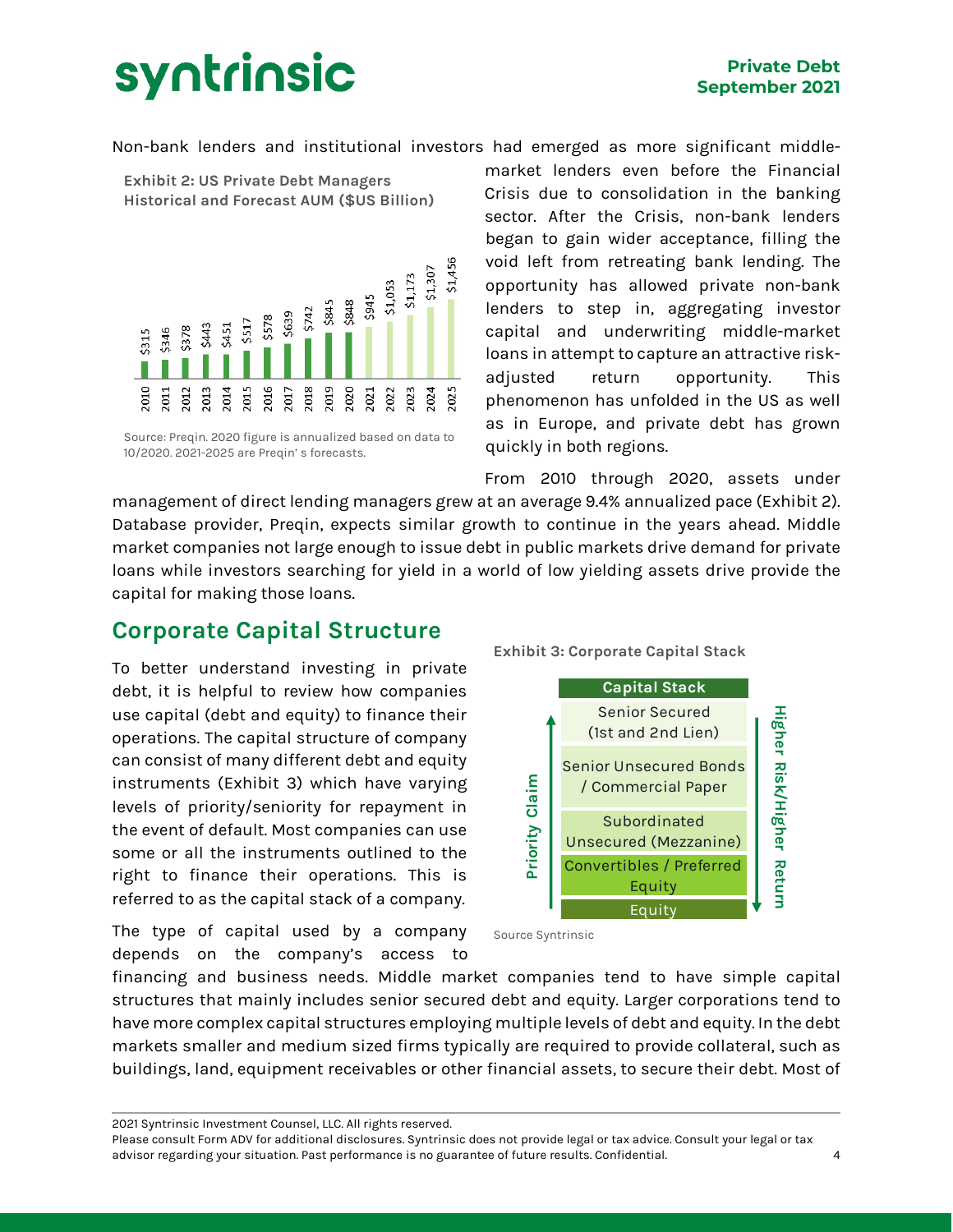Non-bank lenders and institutional investors had emerged as more significant middle-market lenders even before the Financial Crisis due to consolidation in the banking sector. After the Crisis, non-bank lenders began to gain wider acceptance, filling the void left from retreating bank lending. The opportunity has allowed private non-bank lenders to step in, aggregating investor capital and underwriting middle-market loans in attempt to capture an attractive risk-adjusted return opportunity. This phenomenon has unfolded in the US as well as in Europe, and private debt has grown quickly in both regions.

**Exhibit 2: US Private Debt Managers Historical and Forecast AUM ($US Billion)**

| Year | AUM ($US Billion) |
|---|---|
| 2010 | $315 |
| 2011 | $346 |
| 2012 | $378 |
| 2013 | $443 |
| 2014 | $451 |
| 2015 | $517 |
| 2016 | $578 |
| 2017 | $639 |
| 2018 | $742 |
| 2019 | $845 |
| 2020 | $848 |
| 2021 | $945 |
| 2022 | $1,053 |
| 2023 | $1,173 |
| 2024 | $1,307 |
| 2025 | $1,456 |

Source: Preqin. 2020 figure is annualized based on data to 10/2020. 2021-2025 are Preqin' s forecasts.

From 2010 through 2020, assets under management of direct lending managers grew at an average 9.4% annualized pace (Exhibit 2). Database provider, Preqin, expects similar growth to continue in the years ahead. Middle market companies not large enough to issue debt in public markets drive demand for private loans while investors searching for yield in a world of low yielding assets drive provide the capital for making those loans.

## Corporate Capital Structure

To better understand investing in private debt, it is helpful to review how companies use capital (debt and equity) to finance their operations. The capital structure of company can consist of many different debt and equity instruments (Exhibit 3) which have varying levels of priority/seniority for repayment in the event of default. Most companies can use some or all the instruments outlined to the right to finance their operations. This is referred to as the capital stack of a company.

**Exhibit 3: Corporate Capital Stack**

| Capital Stack |
|---|
| Senior Secured (1st and 2nd Lien) |
| Senior Unsecured Bonds / Commercial Paper |
| Subordinated Unsecured (Mezzanine) |
| Convertibles / Preferred Equity |
| Equity |

Priority Claim (increasing toward top) — Higher Risk/Higher Return (increasing toward bottom)

Source Syntrinsic

The type of capital used by a company depends on the company's access to financing and business needs. Middle market companies tend to have simple capital structures that mainly includes senior secured debt and equity. Larger corporations tend to have more complex capital structures employing multiple levels of debt and equity. In the debt markets smaller and medium sized firms typically are required to provide collateral, such as buildings, land, equipment receivables or other financial assets, to secure their debt. Most of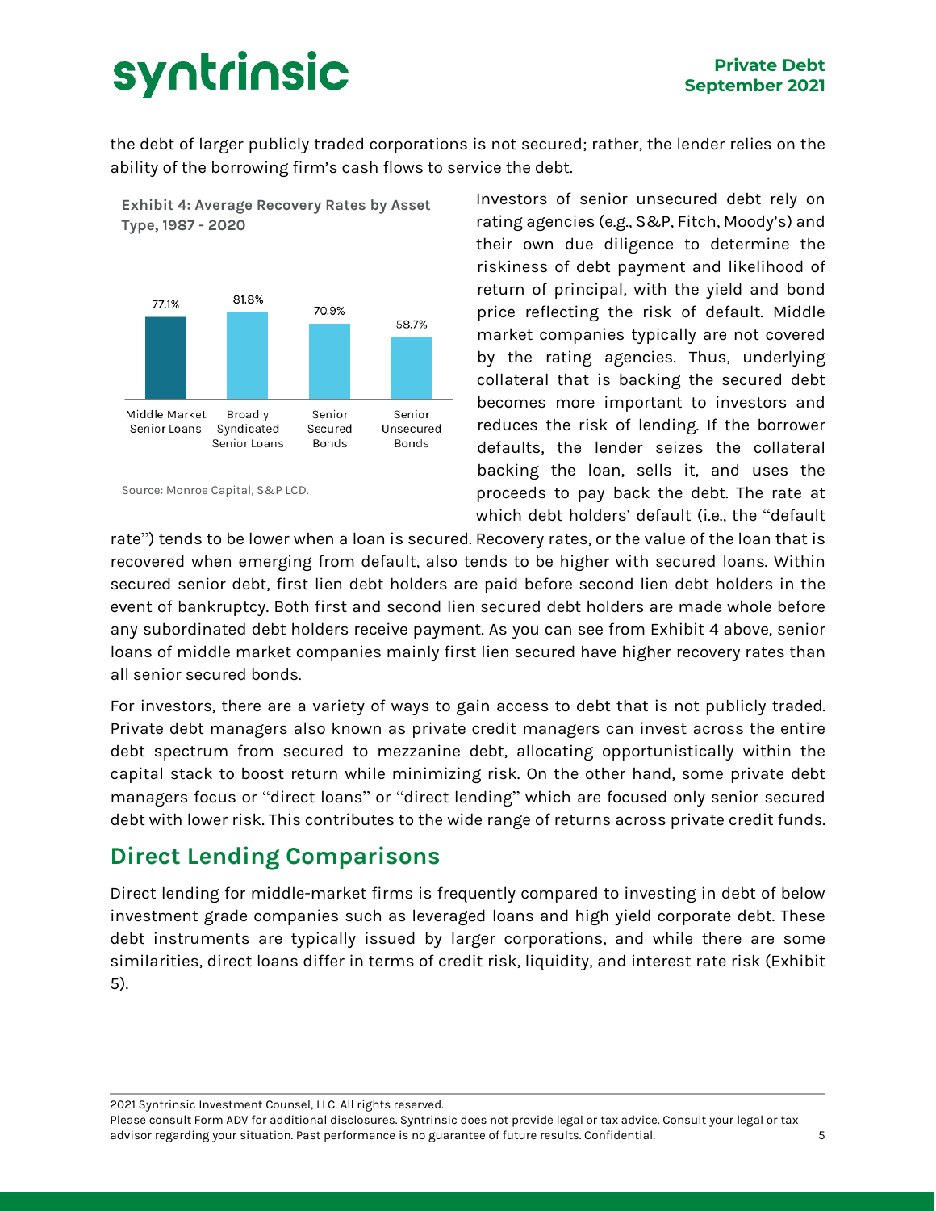the debt of larger publicly traded corporations is not secured; rather, the lender relies on the ability of the borrowing firm's cash flows to service the debt.

**Exhibit 4: Average Recovery Rates by Asset Type, 1987 - 2020**

| Middle Market Senior Loans | Broadly Syndicated Senior Loans | Senior Secured Bonds | Senior Unsecured Bonds |
|---|---|---|---|
| 77.1% | 81.8% | 70.9% | 58.7% |

Source: Monroe Capital, S&P LCD.

Investors of senior unsecured debt rely on rating agencies (e.g., S&P, Fitch, Moody's) and their own due diligence to determine the riskiness of debt payment and likelihood of return of principal, with the yield and bond price reflecting the risk of default. Middle market companies typically are not covered by the rating agencies. Thus, underlying collateral that is backing the secured debt becomes more important to investors and reduces the risk of lending. If the borrower defaults, the lender seizes the collateral backing the loan, sells it, and uses the proceeds to pay back the debt. The rate at which debt holders' default (i.e., the "default rate") tends to be lower when a loan is secured. Recovery rates, or the value of the loan that is recovered when emerging from default, also tends to be higher with secured loans. Within secured senior debt, first lien debt holders are paid before second lien debt holders in the event of bankruptcy. Both first and second lien secured debt holders are made whole before any subordinated debt holders receive payment. As you can see from Exhibit 4 above, senior loans of middle market companies mainly first lien secured have higher recovery rates than all senior secured bonds.

For investors, there are a variety of ways to gain access to debt that is not publicly traded. Private debt managers also known as private credit managers can invest across the entire debt spectrum from secured to mezzanine debt, allocating opportunistically within the capital stack to boost return while minimizing risk. On the other hand, some private debt managers focus or "direct loans" or "direct lending" which are focused only senior secured debt with lower risk. This contributes to the wide range of returns across private credit funds.

## Direct Lending Comparisons

Direct lending for middle-market firms is frequently compared to investing in debt of below investment grade companies such as leveraged loans and high yield corporate debt. These debt instruments are typically issued by larger corporations, and while there are some similarities, direct loans differ in terms of credit risk, liquidity, and interest rate risk (Exhibit 5).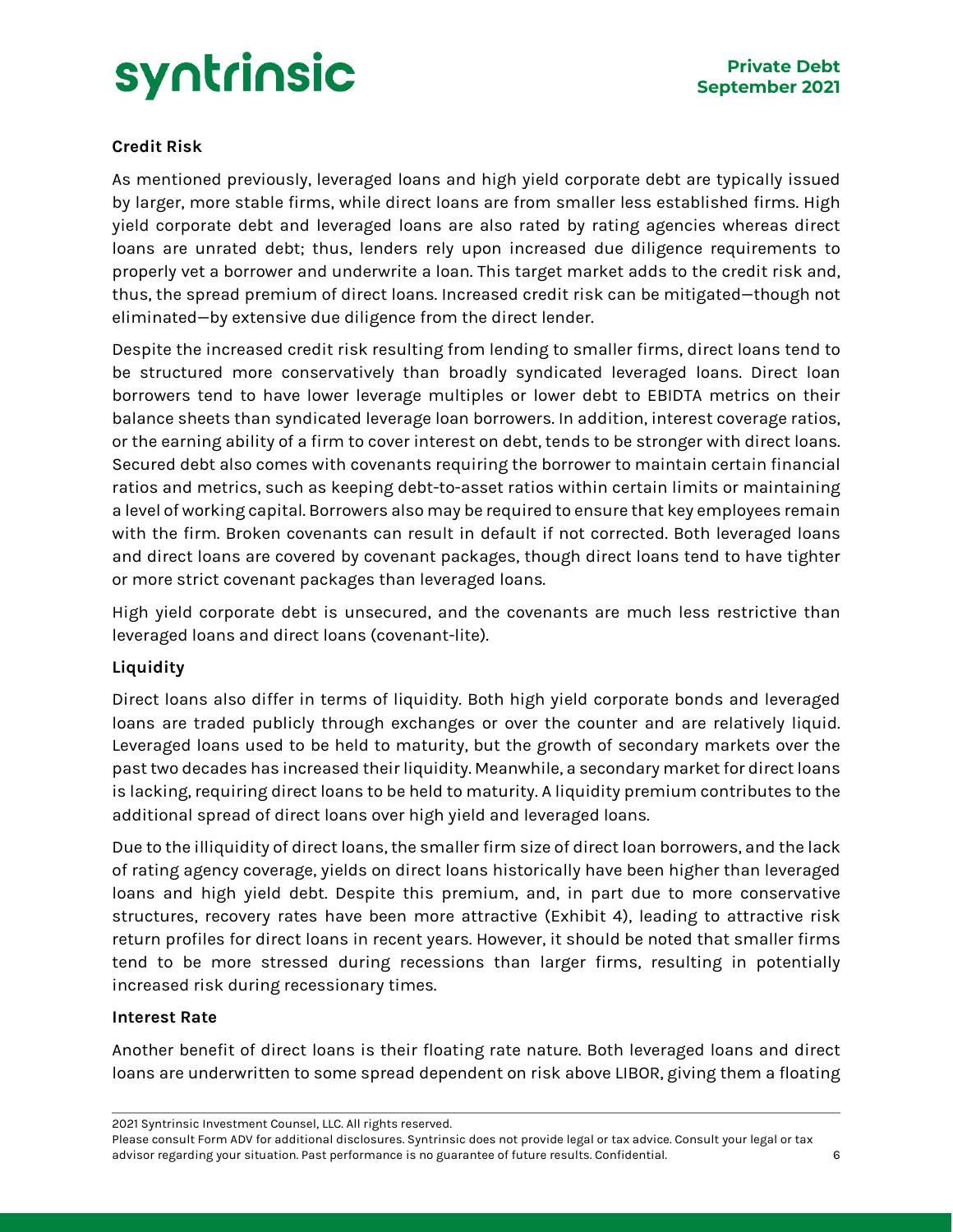**Credit Risk**

As mentioned previously, leveraged loans and high yield corporate debt are typically issued by larger, more stable firms, while direct loans are from smaller less established firms. High yield corporate debt and leveraged loans are also rated by rating agencies whereas direct loans are unrated debt; thus, lenders rely upon increased due diligence requirements to properly vet a borrower and underwrite a loan. This target market adds to the credit risk and, thus, the spread premium of direct loans. Increased credit risk can be mitigated—though not eliminated—by extensive due diligence from the direct lender.

Despite the increased credit risk resulting from lending to smaller firms, direct loans tend to be structured more conservatively than broadly syndicated leveraged loans. Direct loan borrowers tend to have lower leverage multiples or lower debt to EBIDTA metrics on their balance sheets than syndicated leverage loan borrowers. In addition, interest coverage ratios, or the earning ability of a firm to cover interest on debt, tends to be stronger with direct loans. Secured debt also comes with covenants requiring the borrower to maintain certain financial ratios and metrics, such as keeping debt-to-asset ratios within certain limits or maintaining a level of working capital. Borrowers also may be required to ensure that key employees remain with the firm. Broken covenants can result in default if not corrected. Both leveraged loans and direct loans are covered by covenant packages, though direct loans tend to have tighter or more strict covenant packages than leveraged loans.

High yield corporate debt is unsecured, and the covenants are much less restrictive than leveraged loans and direct loans (covenant-lite).

**Liquidity**

Direct loans also differ in terms of liquidity. Both high yield corporate bonds and leveraged loans are traded publicly through exchanges or over the counter and are relatively liquid. Leveraged loans used to be held to maturity, but the growth of secondary markets over the past two decades has increased their liquidity. Meanwhile, a secondary market for direct loans is lacking, requiring direct loans to be held to maturity. A liquidity premium contributes to the additional spread of direct loans over high yield and leveraged loans.

Due to the illiquidity of direct loans, the smaller firm size of direct loan borrowers, and the lack of rating agency coverage, yields on direct loans historically have been higher than leveraged loans and high yield debt. Despite this premium, and, in part due to more conservative structures, recovery rates have been more attractive (Exhibit 4), leading to attractive risk return profiles for direct loans in recent years. However, it should be noted that smaller firms tend to be more stressed during recessions than larger firms, resulting in potentially increased risk during recessionary times.

**Interest Rate**

Another benefit of direct loans is their floating rate nature. Both leveraged loans and direct loans are underwritten to some spread dependent on risk above LIBOR, giving them a floating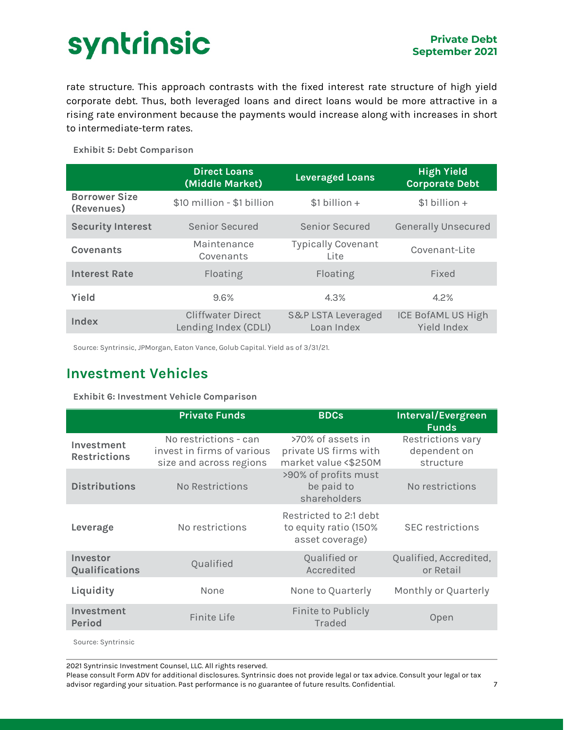rate structure. This approach contrasts with the fixed interest rate structure of high yield corporate debt. Thus, both leveraged loans and direct loans would be more attractive in a rising rate environment because the payments would increase along with increases in short to intermediate-term rates.

**Exhibit 5: Debt Comparison**

| | Direct Loans (Middle Market) | Leveraged Loans | High Yield Corporate Debt |
|---|---|---|---|
| **Borrower Size (Revenues)** | $10 million - $1 billion | $1 billion + | $1 billion + |
| **Security Interest** | Senior Secured | Senior Secured | Generally Unsecured |
| **Covenants** | Maintenance Covenants | Typically Covenant Lite | Covenant-Lite |
| **Interest Rate** | Floating | Floating | Fixed |
| **Yield** | 9.6% | 4.3% | 4.2% |
| **Index** | Cliffwater Direct Lending Index (CDLI) | S&P LSTA Leveraged Loan Index | ICE BofAML US High Yield Index |

Source: Syntrinsic, JPMorgan, Eaton Vance, Golub Capital. Yield as of 3/31/21.

## Investment Vehicles

**Exhibit 6: Investment Vehicle Comparison**

| | Private Funds | BDCs | Interval/Evergreen Funds |
|---|---|---|---|
| **Investment Restrictions** | No restrictions - can invest in firms of various size and across regions | >70% of assets in private US firms with market value <$250M | Restrictions vary dependent on structure |
| **Distributions** | No Restrictions | >90% of profits must be paid to shareholders | No restrictions |
| **Leverage** | No restrictions | Restricted to 2:1 debt to equity ratio (150% asset coverage) | SEC restrictions |
| **Investor Qualifications** | Qualified | Qualified or Accredited | Qualified, Accredited, or Retail |
| **Liquidity** | None | None to Quarterly | Monthly or Quarterly |
| **Investment Period** | Finite Life | Finite to Publicly Traded | Open |

Source: Syntrinsic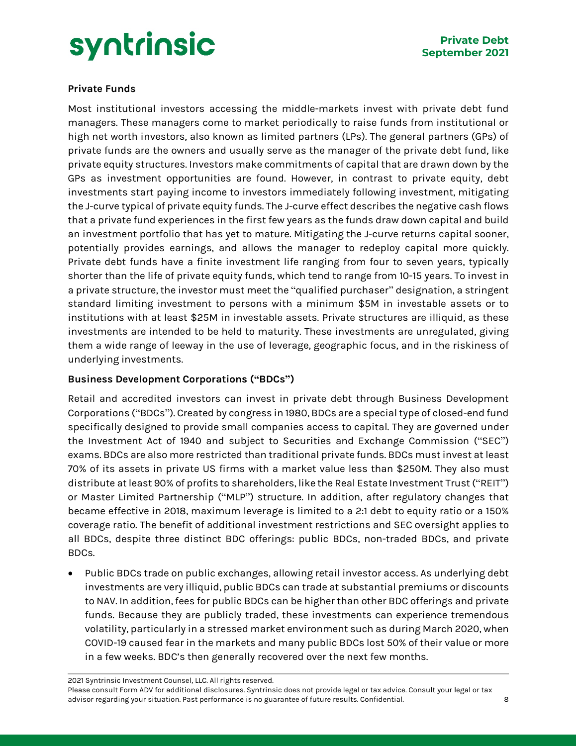### Private Funds

Most institutional investors accessing the middle-markets invest with private debt fund managers. These managers come to market periodically to raise funds from institutional or high net worth investors, also known as limited partners (LPs). The general partners (GPs) of private funds are the owners and usually serve as the manager of the private debt fund, like private equity structures. Investors make commitments of capital that are drawn down by the GPs as investment opportunities are found. However, in contrast to private equity, debt investments start paying income to investors immediately following investment, mitigating the J-curve typical of private equity funds. The J-curve effect describes the negative cash flows that a private fund experiences in the first few years as the funds draw down capital and build an investment portfolio that has yet to mature. Mitigating the J-curve returns capital sooner, potentially provides earnings, and allows the manager to redeploy capital more quickly. Private debt funds have a finite investment life ranging from four to seven years, typically shorter than the life of private equity funds, which tend to range from 10-15 years. To invest in a private structure, the investor must meet the "qualified purchaser" designation, a stringent standard limiting investment to persons with a minimum $5M in investable assets or to institutions with at least $25M in investable assets. Private structures are illiquid, as these investments are intended to be held to maturity. These investments are unregulated, giving them a wide range of leeway in the use of leverage, geographic focus, and in the riskiness of underlying investments.

### Business Development Corporations ("BDCs")

Retail and accredited investors can invest in private debt through Business Development Corporations ("BDCs"). Created by congress in 1980, BDCs are a special type of closed-end fund specifically designed to provide small companies access to capital. They are governed under the Investment Act of 1940 and subject to Securities and Exchange Commission ("SEC") exams. BDCs are also more restricted than traditional private funds. BDCs must invest at least 70% of its assets in private US firms with a market value less than $250M. They also must distribute at least 90% of profits to shareholders, like the Real Estate Investment Trust ("REIT") or Master Limited Partnership ("MLP") structure. In addition, after regulatory changes that became effective in 2018, maximum leverage is limited to a 2:1 debt to equity ratio or a 150% coverage ratio. The benefit of additional investment restrictions and SEC oversight applies to all BDCs, despite three distinct BDC offerings: public BDCs, non-traded BDCs, and private BDCs.

- Public BDCs trade on public exchanges, allowing retail investor access. As underlying debt investments are very illiquid, public BDCs can trade at substantial premiums or discounts to NAV. In addition, fees for public BDCs can be higher than other BDC offerings and private funds. Because they are publicly traded, these investments can experience tremendous volatility, particularly in a stressed market environment such as during March 2020, when COVID-19 caused fear in the markets and many public BDCs lost 50% of their value or more in a few weeks. BDC's then generally recovered over the next few months.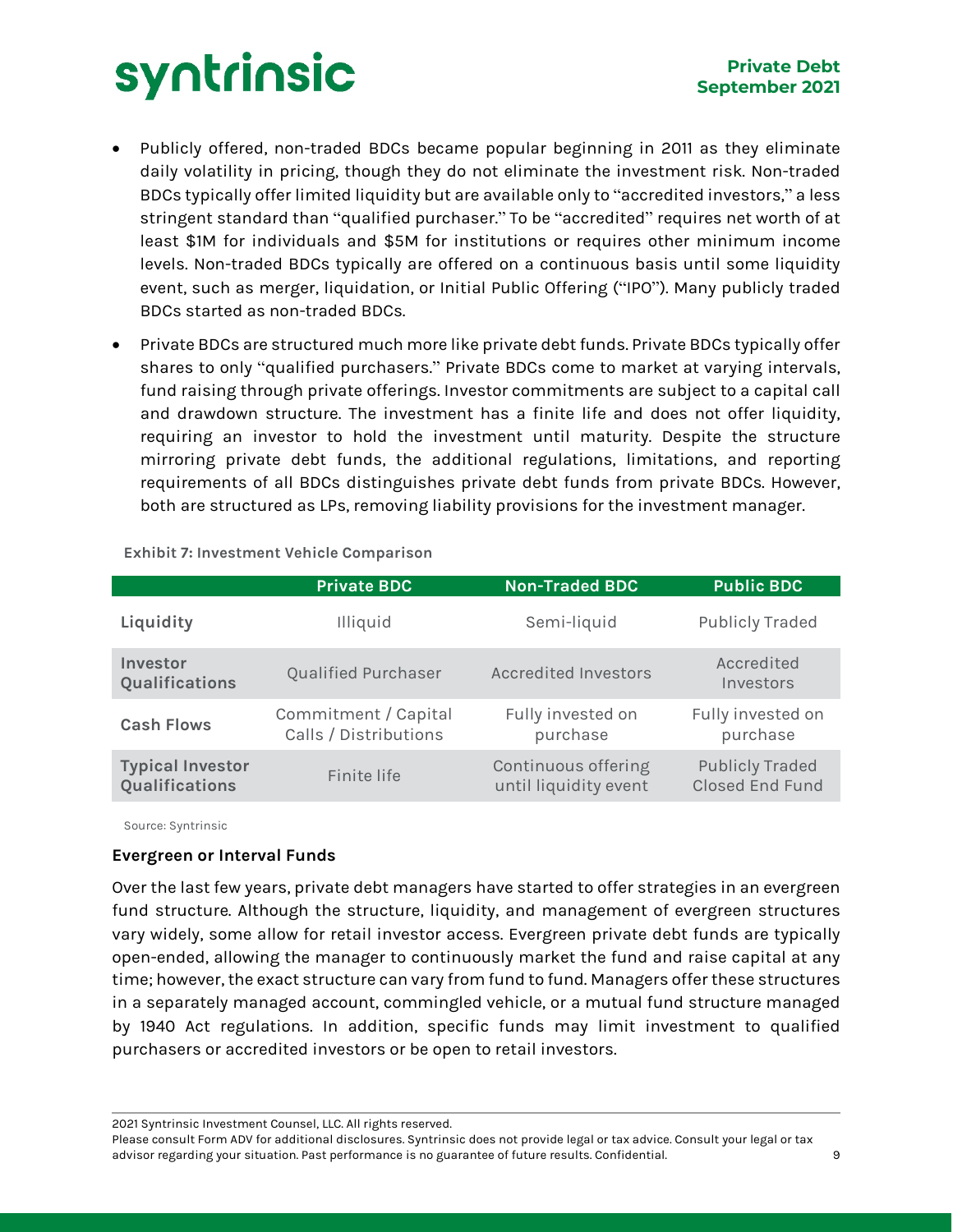- Publicly offered, non-traded BDCs became popular beginning in 2011 as they eliminate daily volatility in pricing, though they do not eliminate the investment risk. Non-traded BDCs typically offer limited liquidity but are available only to "accredited investors," a less stringent standard than "qualified purchaser." To be "accredited" requires net worth of at least $1M for individuals and $5M for institutions or requires other minimum income levels. Non-traded BDCs typically are offered on a continuous basis until some liquidity event, such as merger, liquidation, or Initial Public Offering ("IPO"). Many publicly traded BDCs started as non-traded BDCs.
- Private BDCs are structured much more like private debt funds. Private BDCs typically offer shares to only "qualified purchasers." Private BDCs come to market at varying intervals, fund raising through private offerings. Investor commitments are subject to a capital call and drawdown structure. The investment has a finite life and does not offer liquidity, requiring an investor to hold the investment until maturity. Despite the structure mirroring private debt funds, the additional regulations, limitations, and reporting requirements of all BDCs distinguishes private debt funds from private BDCs. However, both are structured as LPs, removing liability provisions for the investment manager.

**Exhibit 7: Investment Vehicle Comparison**

| | Private BDC | Non-Traded BDC | Public BDC |
|---|---|---|---|
| **Liquidity** | Illiquid | Semi-liquid | Publicly Traded |
| **Investor Qualifications** | Qualified Purchaser | Accredited Investors | Accredited Investors |
| **Cash Flows** | Commitment / Capital Calls / Distributions | Fully invested on purchase | Fully invested on purchase |
| **Typical Investor Qualifications** | Finite life | Continuous offering until liquidity event | Publicly Traded Closed End Fund |

Source: Syntrinsic

**Evergreen or Interval Funds**

Over the last few years, private debt managers have started to offer strategies in an evergreen fund structure. Although the structure, liquidity, and management of evergreen structures vary widely, some allow for retail investor access. Evergreen private debt funds are typically open-ended, allowing the manager to continuously market the fund and raise capital at any time; however, the exact structure can vary from fund to fund. Managers offer these structures in a separately managed account, commingled vehicle, or a mutual fund structure managed by 1940 Act regulations. In addition, specific funds may limit investment to qualified purchasers or accredited investors or be open to retail investors.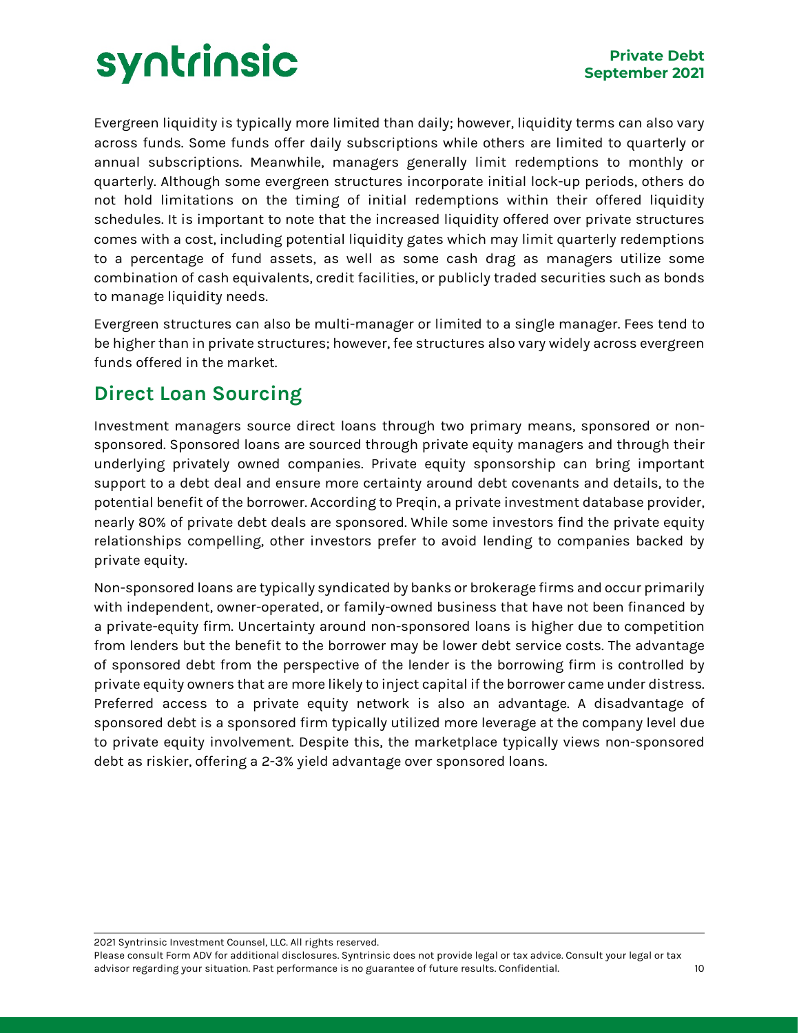Evergreen liquidity is typically more limited than daily; however, liquidity terms can also vary across funds. Some funds offer daily subscriptions while others are limited to quarterly or annual subscriptions. Meanwhile, managers generally limit redemptions to monthly or quarterly. Although some evergreen structures incorporate initial lock-up periods, others do not hold limitations on the timing of initial redemptions within their offered liquidity schedules. It is important to note that the increased liquidity offered over private structures comes with a cost, including potential liquidity gates which may limit quarterly redemptions to a percentage of fund assets, as well as some cash drag as managers utilize some combination of cash equivalents, credit facilities, or publicly traded securities such as bonds to manage liquidity needs.

Evergreen structures can also be multi-manager or limited to a single manager. Fees tend to be higher than in private structures; however, fee structures also vary widely across evergreen funds offered in the market.

## Direct Loan Sourcing

Investment managers source direct loans through two primary means, sponsored or non-sponsored. Sponsored loans are sourced through private equity managers and through their underlying privately owned companies. Private equity sponsorship can bring important support to a debt deal and ensure more certainty around debt covenants and details, to the potential benefit of the borrower. According to Preqin, a private investment database provider, nearly 80% of private debt deals are sponsored. While some investors find the private equity relationships compelling, other investors prefer to avoid lending to companies backed by private equity.

Non-sponsored loans are typically syndicated by banks or brokerage firms and occur primarily with independent, owner-operated, or family-owned business that have not been financed by a private-equity firm. Uncertainty around non-sponsored loans is higher due to competition from lenders but the benefit to the borrower may be lower debt service costs. The advantage of sponsored debt from the perspective of the lender is the borrowing firm is controlled by private equity owners that are more likely to inject capital if the borrower came under distress. Preferred access to a private equity network is also an advantage. A disadvantage of sponsored debt is a sponsored firm typically utilized more leverage at the company level due to private equity involvement. Despite this, the marketplace typically views non-sponsored debt as riskier, offering a 2-3% yield advantage over sponsored loans.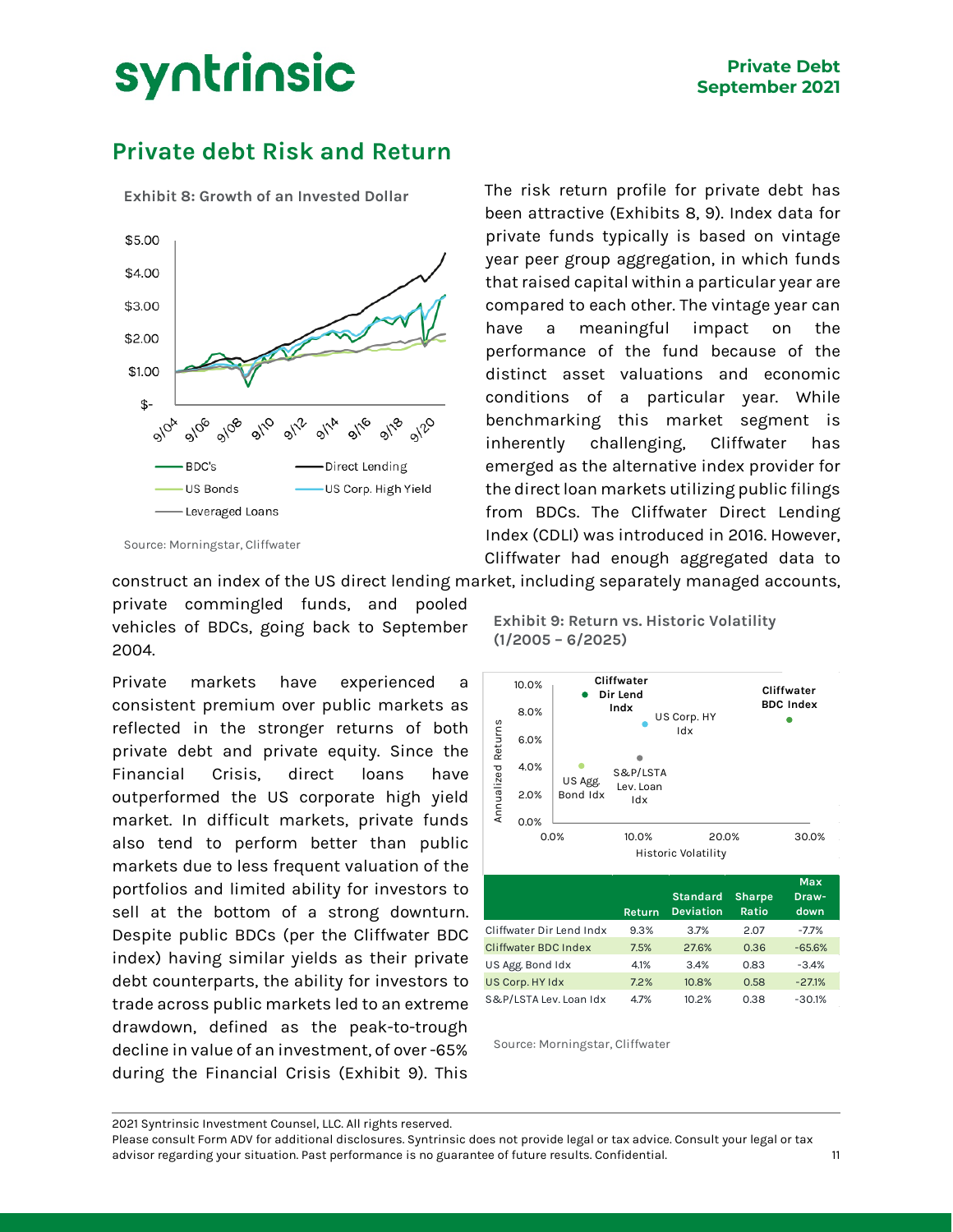## Private debt Risk and Return

**Exhibit 8: Growth of an Invested Dollar**

Source: Morningstar, Cliffwater

The risk return profile for private debt has been attractive (Exhibits 8, 9). Index data for private funds typically is based on vintage year peer group aggregation, in which funds that raised capital within a particular year are compared to each other. The vintage year can have a meaningful impact on the performance of the fund because of the distinct asset valuations and economic conditions of a particular year. While benchmarking this market segment is inherently challenging, Cliffwater has emerged as the alternative index provider for the direct loan markets utilizing public filings from BDCs. The Cliffwater Direct Lending Index (CDLI) was introduced in 2016. However, Cliffwater had enough aggregated data to construct an index of the US direct lending market, including separately managed accounts, private commingled funds, and pooled vehicles of BDCs, going back to September 2004.

Private markets have experienced a consistent premium over public markets as reflected in the stronger returns of both private debt and private equity. Since the Financial Crisis, direct loans have outperformed the US corporate high yield market. In difficult markets, private funds also tend to perform better than public markets due to less frequent valuation of the portfolios and limited ability for investors to sell at the bottom of a strong downturn. Despite public BDCs (per the Cliffwater BDC index) having similar yields as their private debt counterparts, the ability for investors to trade across public markets led to an extreme drawdown, defined as the peak-to-trough decline in value of an investment, of over -65% during the Financial Crisis (Exhibit 9). This

**Exhibit 9: Return vs. Historic Volatility (1/2005 – 6/2025)**

| | Return | Standard Deviation | Sharpe Ratio | Max Draw-down |
|---|---|---|---|---|
| Cliffwater Dir Lend Indx | 9.3% | 3.7% | 2.07 | -7.7% |
| Cliffwater BDC Index | 7.5% | 27.6% | 0.36 | -65.6% |
| US Agg. Bond Idx | 4.1% | 3.4% | 0.83 | -3.4% |
| US Corp. HY Idx | 7.2% | 10.8% | 0.58 | -27.1% |
| S&P/LSTA Lev. Loan Idx | 4.7% | 10.2% | 0.38 | -30.1% |

Source: Morningstar, Cliffwater

2021 Syntrinsic Investment Counsel, LLC. All rights reserved.
Please consult Form ADV for additional disclosures. Syntrinsic does not provide legal or tax advice. Consult your legal or tax advisor regarding your situation. Past performance is no guarantee of future results. Confidential.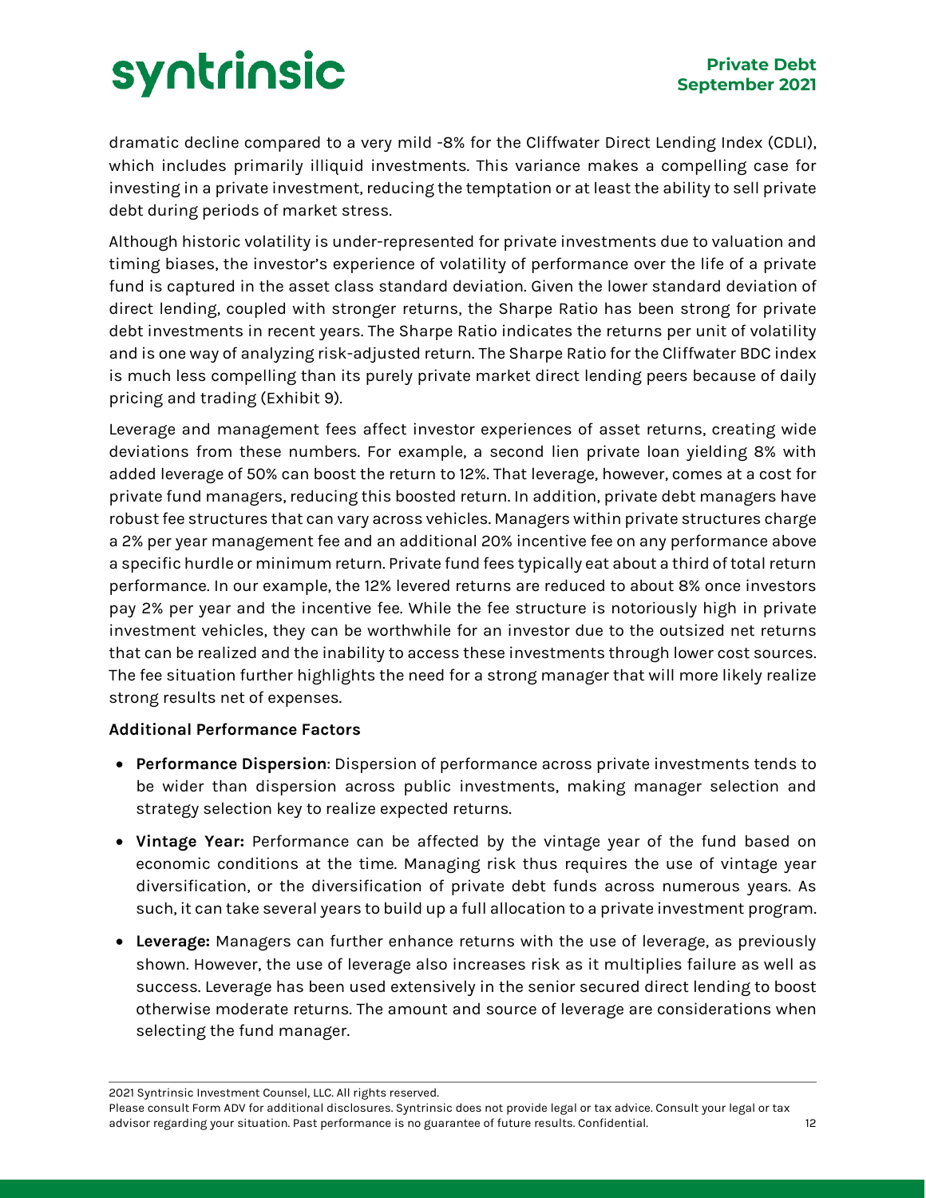dramatic decline compared to a very mild -8% for the Cliffwater Direct Lending Index (CDLI), which includes primarily illiquid investments. This variance makes a compelling case for investing in a private investment, reducing the temptation or at least the ability to sell private debt during periods of market stress.

Although historic volatility is under-represented for private investments due to valuation and timing biases, the investor's experience of volatility of performance over the life of a private fund is captured in the asset class standard deviation. Given the lower standard deviation of direct lending, coupled with stronger returns, the Sharpe Ratio has been strong for private debt investments in recent years. The Sharpe Ratio indicates the returns per unit of volatility and is one way of analyzing risk-adjusted return. The Sharpe Ratio for the Cliffwater BDC index is much less compelling than its purely private market direct lending peers because of daily pricing and trading (Exhibit 9).

Leverage and management fees affect investor experiences of asset returns, creating wide deviations from these numbers. For example, a second lien private loan yielding 8% with added leverage of 50% can boost the return to 12%. That leverage, however, comes at a cost for private fund managers, reducing this boosted return. In addition, private debt managers have robust fee structures that can vary across vehicles. Managers within private structures charge a 2% per year management fee and an additional 20% incentive fee on any performance above a specific hurdle or minimum return. Private fund fees typically eat about a third of total return performance. In our example, the 12% levered returns are reduced to about 8% once investors pay 2% per year and the incentive fee. While the fee structure is notoriously high in private investment vehicles, they can be worthwhile for an investor due to the outsized net returns that can be realized and the inability to access these investments through lower cost sources. The fee situation further highlights the need for a strong manager that will more likely realize strong results net of expenses.

**Additional Performance Factors**

- **Performance Dispersion**: Dispersion of performance across private investments tends to be wider than dispersion across public investments, making manager selection and strategy selection key to realize expected returns.
- **Vintage Year:** Performance can be affected by the vintage year of the fund based on economic conditions at the time. Managing risk thus requires the use of vintage year diversification, or the diversification of private debt funds across numerous years. As such, it can take several years to build up a full allocation to a private investment program.
- **Leverage:** Managers can further enhance returns with the use of leverage, as previously shown. However, the use of leverage also increases risk as it multiplies failure as well as success. Leverage has been used extensively in the senior secured direct lending to boost otherwise moderate returns. The amount and source of leverage are considerations when selecting the fund manager.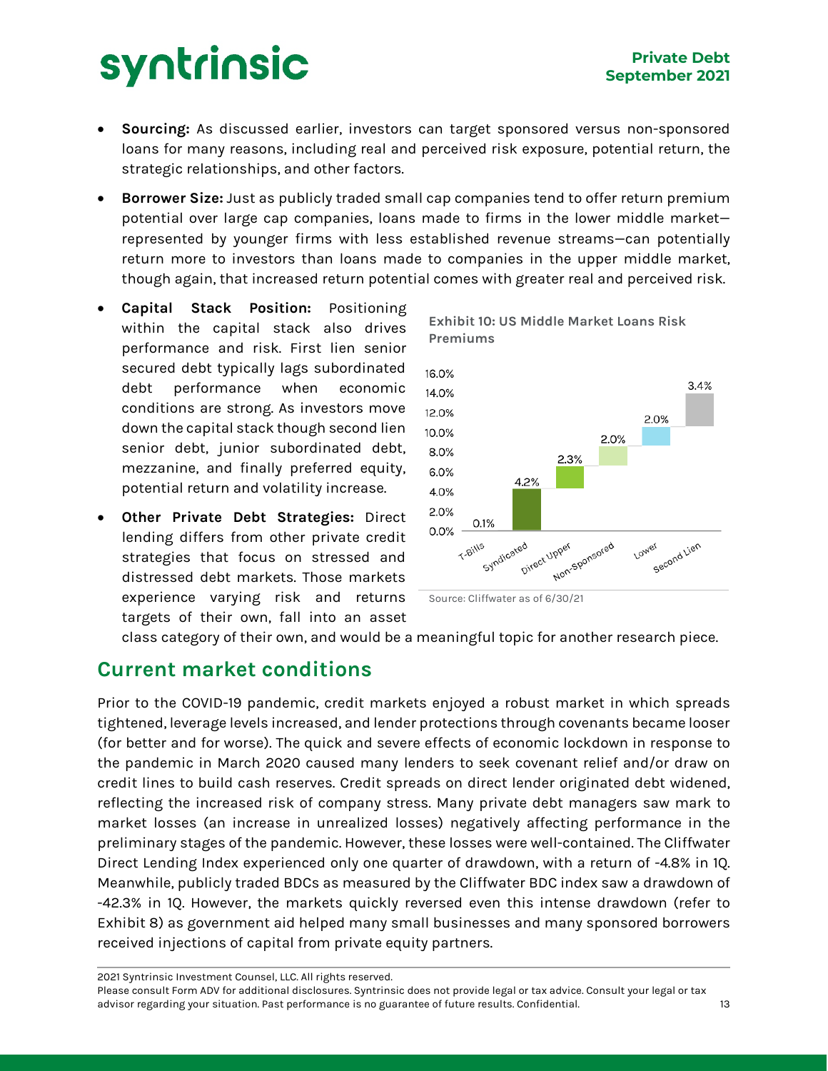- **Sourcing:** As discussed earlier, investors can target sponsored versus non-sponsored loans for many reasons, including real and perceived risk exposure, potential return, the strategic relationships, and other factors.
- **Borrower Size:** Just as publicly traded small cap companies tend to offer return premium potential over large cap companies, loans made to firms in the lower middle market—represented by younger firms with less established revenue streams—can potentially return more to investors than loans made to companies in the upper middle market, though again, that increased return potential comes with greater real and perceived risk.
- **Capital Stack Position:** Positioning within the capital stack also drives performance and risk. First lien senior secured debt typically lags subordinated debt performance when economic conditions are strong. As investors move down the capital stack though second lien senior debt, junior subordinated debt, mezzanine, and finally preferred equity, potential return and volatility increase.
- **Other Private Debt Strategies:** Direct lending differs from other private credit strategies that focus on stressed and distressed debt markets. Those markets experience varying risk and returns targets of their own, fall into an asset class category of their own, and would be a meaningful topic for another research piece.

**Exhibit 10: US Middle Market Loans Risk Premiums**

| Category | Risk Premium |
|---|---|
| T-Bills | 0.1% |
| Syndicated | 4.2% |
| Direct Upper | 2.3% |
| Non-Sponsored | 2.0% |
| Lower | 2.0% |
| Second Lien | 3.4% |

Source: Cliffwater as of 6/30/21

## Current market conditions

Prior to the COVID-19 pandemic, credit markets enjoyed a robust market in which spreads tightened, leverage levels increased, and lender protections through covenants became looser (for better and for worse). The quick and severe effects of economic lockdown in response to the pandemic in March 2020 caused many lenders to seek covenant relief and/or draw on credit lines to build cash reserves. Credit spreads on direct lender originated debt widened, reflecting the increased risk of company stress. Many private debt managers saw mark to market losses (an increase in unrealized losses) negatively affecting performance in the preliminary stages of the pandemic. However, these losses were well-contained. The Cliffwater Direct Lending Index experienced only one quarter of drawdown, with a return of -4.8% in 1Q. Meanwhile, publicly traded BDCs as measured by the Cliffwater BDC index saw a drawdown of -42.3% in 1Q. However, the markets quickly reversed even this intense drawdown (refer to Exhibit 8) as government aid helped many small businesses and many sponsored borrowers received injections of capital from private equity partners.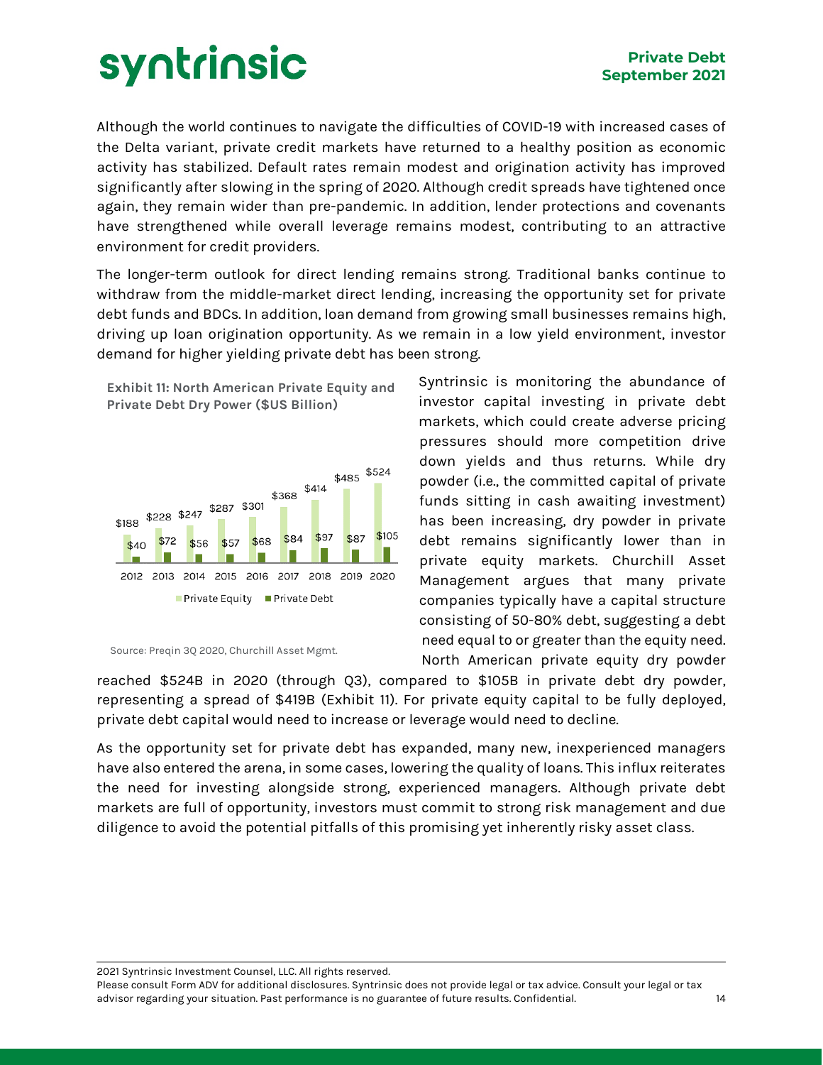Although the world continues to navigate the difficulties of COVID-19 with increased cases of the Delta variant, private credit markets have returned to a healthy position as economic activity has stabilized. Default rates remain modest and origination activity has improved significantly after slowing in the spring of 2020. Although credit spreads have tightened once again, they remain wider than pre-pandemic. In addition, lender protections and covenants have strengthened while overall leverage remains modest, contributing to an attractive environment for credit providers.

The longer-term outlook for direct lending remains strong. Traditional banks continue to withdraw from the middle-market direct lending, increasing the opportunity set for private debt funds and BDCs. In addition, loan demand from growing small businesses remains high, driving up loan origination opportunity. As we remain in a low yield environment, investor demand for higher yielding private debt has been strong.

**Exhibit 11: North American Private Equity and Private Debt Dry Power ($US Billion)**

| | 2012 | 2013 | 2014 | 2015 | 2016 | 2017 | 2018 | 2019 | 2020 |
|---|---|---|---|---|---|---|---|---|---|
| Private Equity | $188 | $228 | $247 | $287 | $301 | $368 | $414 | $485 | $524 |
| Private Debt | $40 | $72 | $56 | $57 | $68 | $84 | $97 | $87 | $105 |

Source: Preqin 3Q 2020, Churchill Asset Mgmt.

Syntrinsic is monitoring the abundance of investor capital investing in private debt markets, which could create adverse pricing pressures should more competition drive down yields and thus returns. While dry powder (i.e., the committed capital of private funds sitting in cash awaiting investment) has been increasing, dry powder in private debt remains significantly lower than in private equity markets. Churchill Asset Management argues that many private companies typically have a capital structure consisting of 50-80% debt, suggesting a debt need equal to or greater than the equity need. North American private equity dry powder reached $524B in 2020 (through Q3), compared to $105B in private debt dry powder, representing a spread of $419B (Exhibit 11). For private equity capital to be fully deployed, private debt capital would need to increase or leverage would need to decline.

As the opportunity set for private debt has expanded, many new, inexperienced managers have also entered the arena, in some cases, lowering the quality of loans. This influx reiterates the need for investing alongside strong, experienced managers. Although private debt markets are full of opportunity, investors must commit to strong risk management and due diligence to avoid the potential pitfalls of this promising yet inherently risky asset class.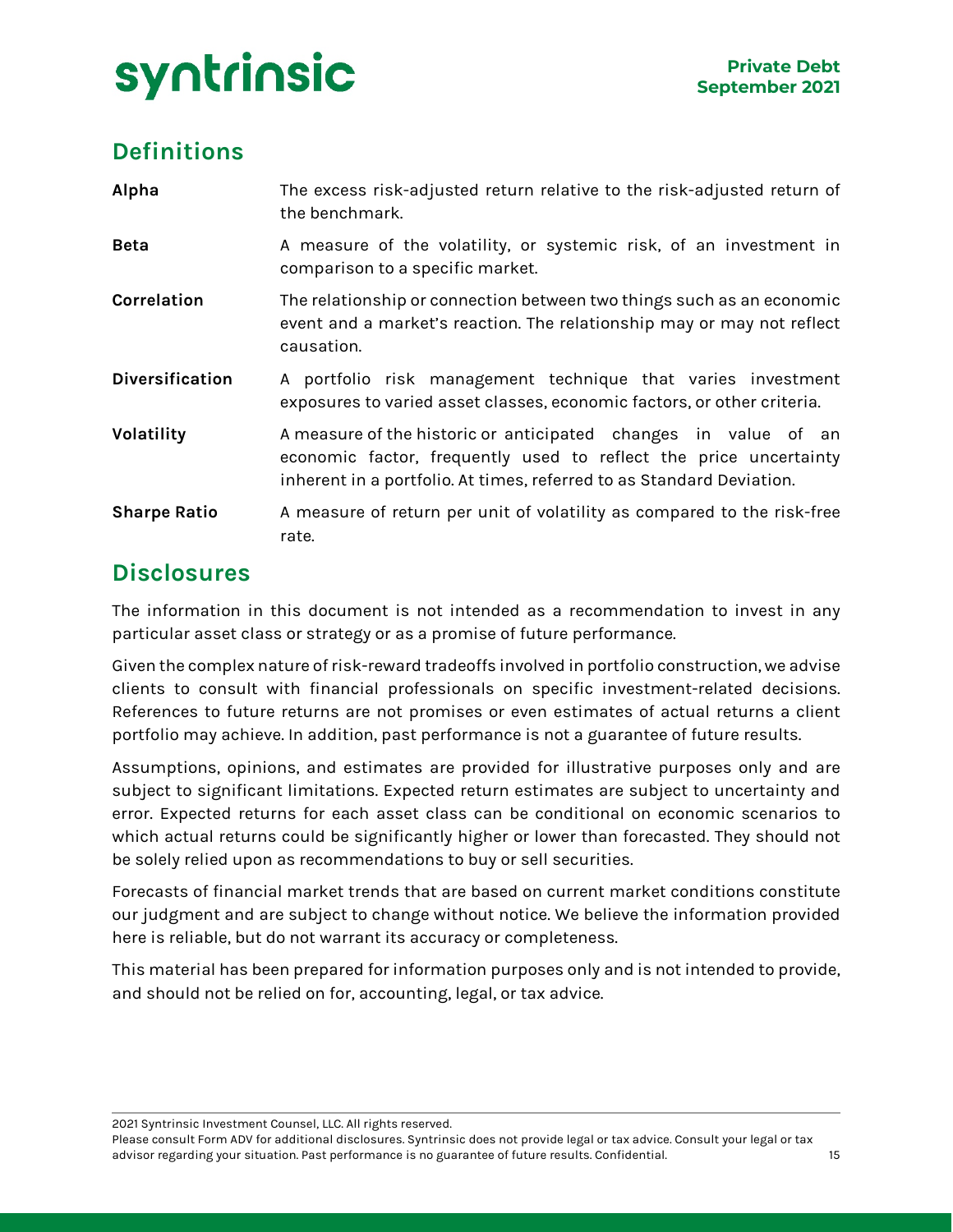## Definitions

| | |
|---|---|
| **Alpha** | The excess risk-adjusted return relative to the risk-adjusted return of the benchmark. |
| **Beta** | A measure of the volatility, or systemic risk, of an investment in comparison to a specific market. |
| **Correlation** | The relationship or connection between two things such as an economic event and a market's reaction. The relationship may or may not reflect causation. |
| **Diversification** | A portfolio risk management technique that varies investment exposures to varied asset classes, economic factors, or other criteria. |
| **Volatility** | A measure of the historic or anticipated changes in value of an economic factor, frequently used to reflect the price uncertainty inherent in a portfolio. At times, referred to as Standard Deviation. |
| **Sharpe Ratio** | A measure of return per unit of volatility as compared to the risk-free rate. |

## Disclosures

The information in this document is not intended as a recommendation to invest in any particular asset class or strategy or as a promise of future performance.

Given the complex nature of risk-reward tradeoffs involved in portfolio construction, we advise clients to consult with financial professionals on specific investment-related decisions. References to future returns are not promises or even estimates of actual returns a client portfolio may achieve. In addition, past performance is not a guarantee of future results.

Assumptions, opinions, and estimates are provided for illustrative purposes only and are subject to significant limitations. Expected return estimates are subject to uncertainty and error. Expected returns for each asset class can be conditional on economic scenarios to which actual returns could be significantly higher or lower than forecasted. They should not be solely relied upon as recommendations to buy or sell securities.

Forecasts of financial market trends that are based on current market conditions constitute our judgment and are subject to change without notice. We believe the information provided here is reliable, but do not warrant its accuracy or completeness.

This material has been prepared for information purposes only and is not intended to provide, and should not be relied on for, accounting, legal, or tax advice.